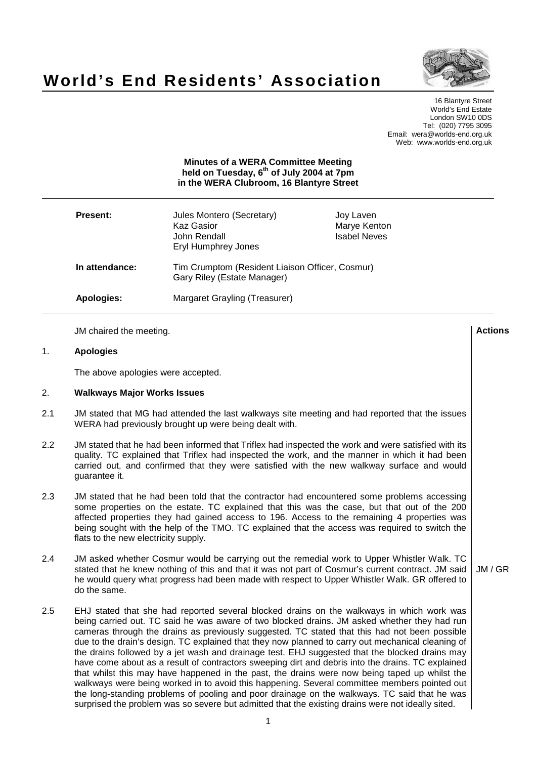# World's End Residents' Association

16 Blantyre Street
World's End Estate
London SW10 0DS
Tel: (020) 7795 3095
Email: wera@worlds-end.org.uk
Web: www.worlds-end.org.uk

**Minutes of a WERA Committee Meeting held on Tuesday, 6th of July 2004 at 7pm in the WERA Clubroom, 16 Blantyre Street**

| | | |
|---|---|---|
| **Present:** | Jules Montero (Secretary)<br>Kaz Gasior<br>John Rendall<br>Eryl Humphrey Jones | Joy Laven<br>Marye Kenton<br>Isabel Neves |
| **In attendance:** | Tim Crumptom (Resident Liaison Officer, Cosmur)<br>Gary Riley (Estate Manager) | |
| **Apologies:** | Margaret Grayling (Treasurer) | |

JM chaired the meeting.

**Actions**

## 1. Apologies

The above apologies were accepted.

## 2. Walkways Major Works Issues

2.1 JM stated that MG had attended the last walkways site meeting and had reported that the issues WERA had previously brought up were being dealt with.

2.2 JM stated that he had been informed that Triflex had inspected the work and were satisfied with its quality. TC explained that Triflex had inspected the work, and the manner in which it had been carried out, and confirmed that they were satisfied with the new walkway surface and would guarantee it.

2.3 JM stated that he had been told that the contractor had encountered some problems accessing some properties on the estate. TC explained that this was the case, but that out of the 200 affected properties they had gained access to 196. Access to the remaining 4 properties was being sought with the help of the TMO. TC explained that the access was required to switch the flats to the new electricity supply.

2.4 JM asked whether Cosmur would be carrying out the remedial work to Upper Whistler Walk. TC stated that he knew nothing of this and that it was not part of Cosmur's current contract. JM said he would query what progress had been made with respect to Upper Whistler Walk. GR offered to do the same. — **JM / GR**

2.5 EHJ stated that she had reported several blocked drains on the walkways in which work was being carried out. TC said he was aware of two blocked drains. JM asked whether they had run cameras through the drains as previously suggested. TC stated that this had not been possible due to the drain's design. TC explained that they now planned to carry out mechanical cleaning of the drains followed by a jet wash and drainage test. EHJ suggested that the blocked drains may have come about as a result of contractors sweeping dirt and debris into the drains. TC explained that whilst this may have happened in the past, the drains were now being taped up whilst the walkways were being worked in to avoid this happening. Several committee members pointed out the long-standing problems of pooling and poor drainage on the walkways. TC said that he was surprised the problem was so severe but admitted that the existing drains were not ideally sited.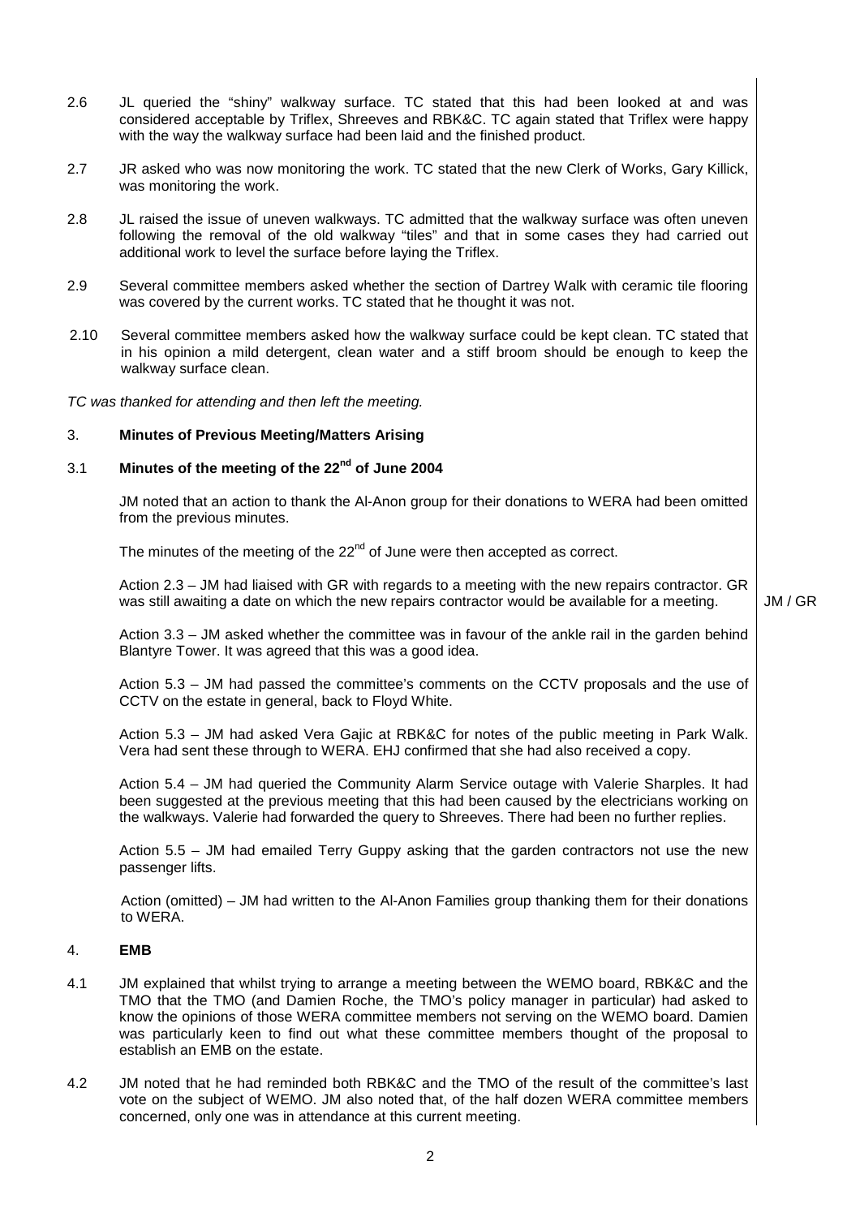2.6 JL queried the "shiny" walkway surface. TC stated that this had been looked at and was considered acceptable by Triflex, Shreeves and RBK&C. TC again stated that Triflex were happy with the way the walkway surface had been laid and the finished product.

2.7 JR asked who was now monitoring the work. TC stated that the new Clerk of Works, Gary Killick, was monitoring the work.

2.8 JL raised the issue of uneven walkways. TC admitted that the walkway surface was often uneven following the removal of the old walkway "tiles" and that in some cases they had carried out additional work to level the surface before laying the Triflex.

2.9 Several committee members asked whether the section of Dartrey Walk with ceramic tile flooring was covered by the current works. TC stated that he thought it was not.

2.10 Several committee members asked how the walkway surface could be kept clean. TC stated that in his opinion a mild detergent, clean water and a stiff broom should be enough to keep the walkway surface clean.

*TC was thanked for attending and then left the meeting.*

## 3. Minutes of Previous Meeting/Matters Arising

### 3.1 Minutes of the meeting of the 22nd of June 2004

JM noted that an action to thank the Al-Anon group for their donations to WERA had been omitted from the previous minutes.

The minutes of the meeting of the 22nd of June were then accepted as correct.

Action 2.3 – JM had liaised with GR with regards to a meeting with the new repairs contractor. GR was still awaiting a date on which the new repairs contractor would be available for a meeting. **JM / GR**

Action 3.3 – JM asked whether the committee was in favour of the ankle rail in the garden behind Blantyre Tower. It was agreed that this was a good idea.

Action 5.3 – JM had passed the committee's comments on the CCTV proposals and the use of CCTV on the estate in general, back to Floyd White.

Action 5.3 – JM had asked Vera Gajic at RBK&C for notes of the public meeting in Park Walk. Vera had sent these through to WERA. EHJ confirmed that she had also received a copy.

Action 5.4 – JM had queried the Community Alarm Service outage with Valerie Sharples. It had been suggested at the previous meeting that this had been caused by the electricians working on the walkways. Valerie had forwarded the query to Shreeves. There had been no further replies.

Action 5.5 – JM had emailed Terry Guppy asking that the garden contractors not use the new passenger lifts.

Action (omitted) – JM had written to the Al-Anon Families group thanking them for their donations to WERA.

## 4. EMB

4.1 JM explained that whilst trying to arrange a meeting between the WEMO board, RBK&C and the TMO that the TMO (and Damien Roche, the TMO's policy manager in particular) had asked to know the opinions of those WERA committee members not serving on the WEMO board. Damien was particularly keen to find out what these committee members thought of the proposal to establish an EMB on the estate.

4.2 JM noted that he had reminded both RBK&C and the TMO of the result of the committee's last vote on the subject of WEMO. JM also noted that, of the half dozen WERA committee members concerned, only one was in attendance at this current meeting.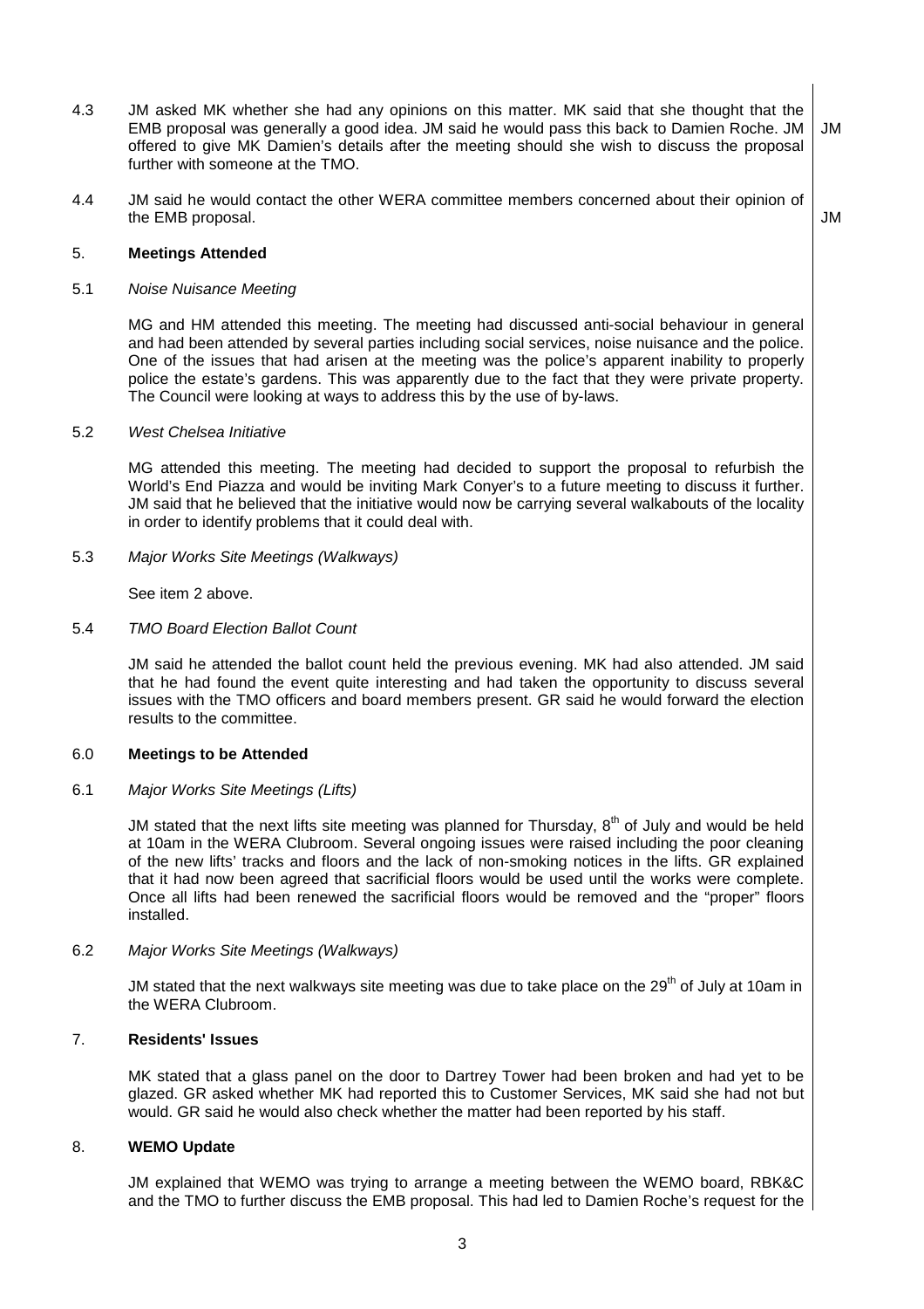4.3 JM asked MK whether she had any opinions on this matter. MK said that she thought that the EMB proposal was generally a good idea. JM said he would pass this back to Damien Roche. JM offered to give MK Damien's details after the meeting should she wish to discuss the proposal further with someone at the TMO. **JM**

4.4 JM said he would contact the other WERA committee members concerned about their opinion of the EMB proposal. **JM**

## 5. **Meetings Attended**

5.1 *Noise Nuisance Meeting*

MG and HM attended this meeting. The meeting had discussed anti-social behaviour in general and had been attended by several parties including social services, noise nuisance and the police. One of the issues that had arisen at the meeting was the police's apparent inability to properly police the estate's gardens. This was apparently due to the fact that they were private property. The Council were looking at ways to address this by the use of by-laws.

5.2 *West Chelsea Initiative*

MG attended this meeting. The meeting had decided to support the proposal to refurbish the World's End Piazza and would be inviting Mark Conyer's to a future meeting to discuss it further. JM said that he believed that the initiative would now be carrying several walkabouts of the locality in order to identify problems that it could deal with.

5.3 *Major Works Site Meetings (Walkways)*

See item 2 above.

5.4 *TMO Board Election Ballot Count*

JM said he attended the ballot count held the previous evening. MK had also attended. JM said that he had found the event quite interesting and had taken the opportunity to discuss several issues with the TMO officers and board members present. GR said he would forward the election results to the committee.

## 6.0 **Meetings to be Attended**

6.1 *Major Works Site Meetings (Lifts)*

JM stated that the next lifts site meeting was planned for Thursday, 8th of July and would be held at 10am in the WERA Clubroom. Several ongoing issues were raised including the poor cleaning of the new lifts' tracks and floors and the lack of non-smoking notices in the lifts. GR explained that it had now been agreed that sacrificial floors would be used until the works were complete. Once all lifts had been renewed the sacrificial floors would be removed and the "proper" floors installed.

6.2 *Major Works Site Meetings (Walkways)*

JM stated that the next walkways site meeting was due to take place on the 29th of July at 10am in the WERA Clubroom.

## 7. **Residents' Issues**

MK stated that a glass panel on the door to Dartrey Tower had been broken and had yet to be glazed. GR asked whether MK had reported this to Customer Services, MK said she had not but would. GR said he would also check whether the matter had been reported by his staff.

## 8. **WEMO Update**

JM explained that WEMO was trying to arrange a meeting between the WEMO board, RBK&C and the TMO to further discuss the EMB proposal. This had led to Damien Roche's request for the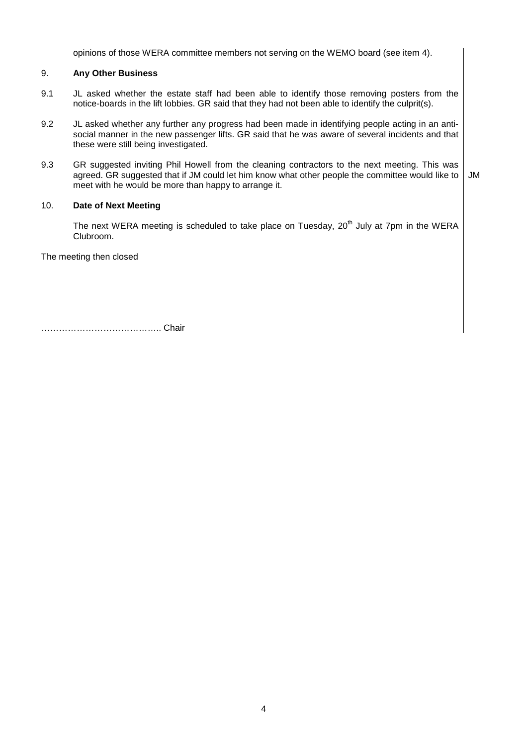opinions of those WERA committee members not serving on the WEMO board (see item 4).

## 9. Any Other Business

9.1 JL asked whether the estate staff had been able to identify those removing posters from the notice-boards in the lift lobbies. GR said that they had not been able to identify the culprit(s).

9.2 JL asked whether any further any progress had been made in identifying people acting in an anti-social manner in the new passenger lifts. GR said that he was aware of several incidents and that these were still being investigated.

9.3 GR suggested inviting Phil Howell from the cleaning contractors to the next meeting. This was agreed. GR suggested that if JM could let him know what other people the committee would like to meet with he would be more than happy to arrange it. **JM**

## 10. Date of Next Meeting

The next WERA meeting is scheduled to take place on Tuesday, 20th July at 7pm in the WERA Clubroom.

The meeting then closed

………………………………….. Chair